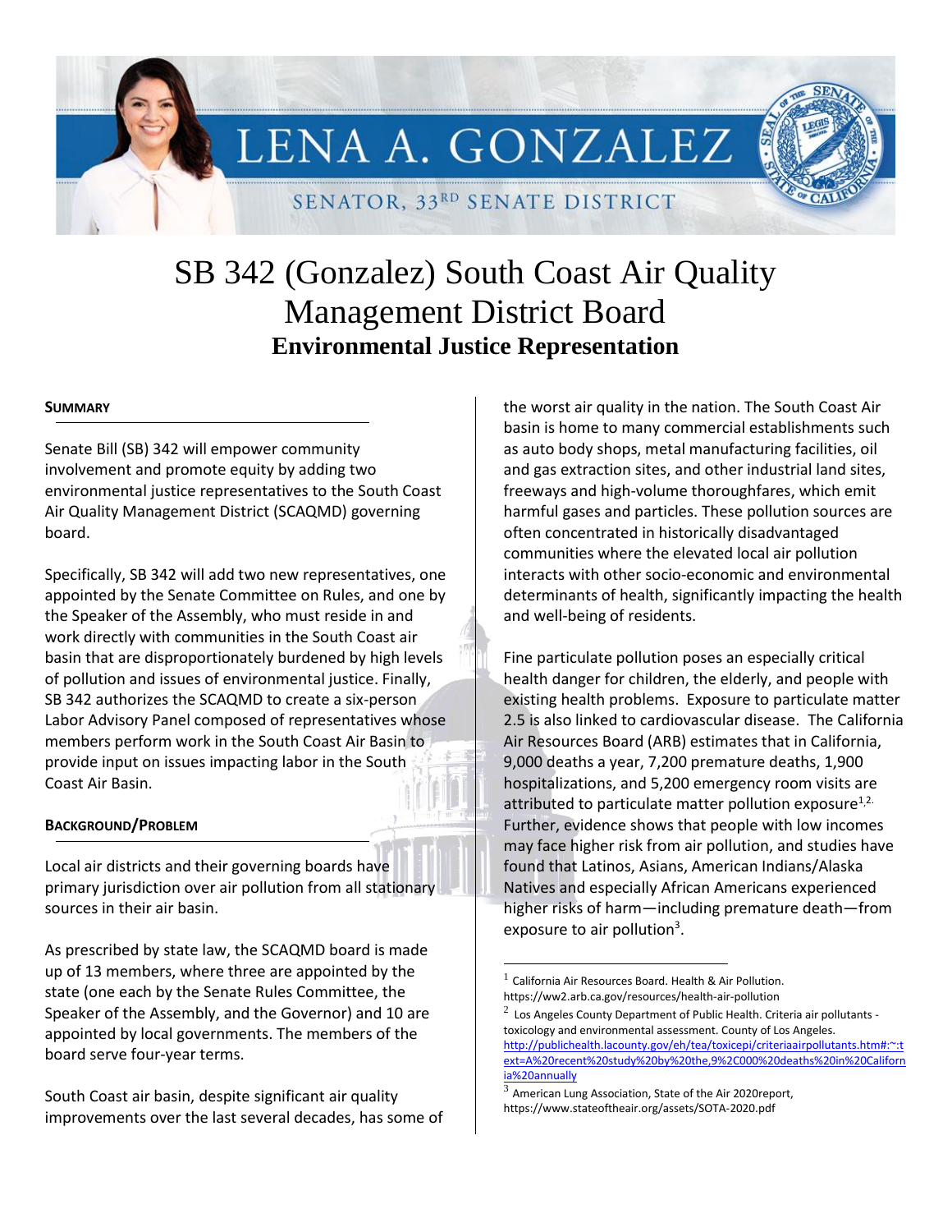# LENA A. GONZALEZ

SENATOR, 33RD SENATE DISTRICT

# SB 342 (Gonzalez) South Coast Air Quality Management District Board

## Environmental Justice Representation

### SUMMARY

Senate Bill (SB) 342 will empower community involvement and promote equity by adding two environmental justice representatives to the South Coast Air Quality Management District (SCAQMD) governing board.

Specifically, SB 342 will add two new representatives, one appointed by the Senate Committee on Rules, and one by the Speaker of the Assembly, who must reside in and work directly with communities in the South Coast air basin that are disproportionately burdened by high levels of pollution and issues of environmental justice. Finally, SB 342 authorizes the SCAQMD to create a six-person Labor Advisory Panel composed of representatives whose members perform work in the South Coast Air Basin to provide input on issues impacting labor in the South Coast Air Basin.

### BACKGROUND/PROBLEM

Local air districts and their governing boards have primary jurisdiction over air pollution from all stationary sources in their air basin.

As prescribed by state law, the SCAQMD board is made up of 13 members, where three are appointed by the state (one each by the Senate Rules Committee, the Speaker of the Assembly, and the Governor) and 10 are appointed by local governments. The members of the board serve four-year terms.

South Coast air basin, despite significant air quality improvements over the last several decades, has some of the worst air quality in the nation. The South Coast Air basin is home to many commercial establishments such as auto body shops, metal manufacturing facilities, oil and gas extraction sites, and other industrial land sites, freeways and high-volume thoroughfares, which emit harmful gases and particles. These pollution sources are often concentrated in historically disadvantaged communities where the elevated local air pollution interacts with other socio-economic and environmental determinants of health, significantly impacting the health and well-being of residents.

Fine particulate pollution poses an especially critical health danger for children, the elderly, and people with existing health problems. Exposure to particulate matter 2.5 is also linked to cardiovascular disease. The California Air Resources Board (ARB) estimates that in California, 9,000 deaths a year, 7,200 premature deaths, 1,900 hospitalizations, and 5,200 emergency room visits are attributed to particulate matter pollution exposure[1,2]. Further, evidence shows that people with low incomes may face higher risk from air pollution, and studies have found that Latinos, Asians, American Indians/Alaska Natives and especially African Americans experienced higher risks of harm—including premature death—from exposure to air pollution[3].

---

[1] California Air Resources Board. Health & Air Pollution. https://ww2.arb.ca.gov/resources/health-air-pollution

[2] Los Angeles County Department of Public Health. Criteria air pollutants - toxicology and environmental assessment. County of Los Angeles. http://publichealth.lacounty.gov/eh/tea/toxicepi/criteriaairpollutants.htm#:~:text=A%20recent%20study%20by%20the,9%2C000%20deaths%20in%20California%20annually

[3] American Lung Association, State of the Air 2020report, https://www.stateoftheair.org/assets/SOTA-2020.pdf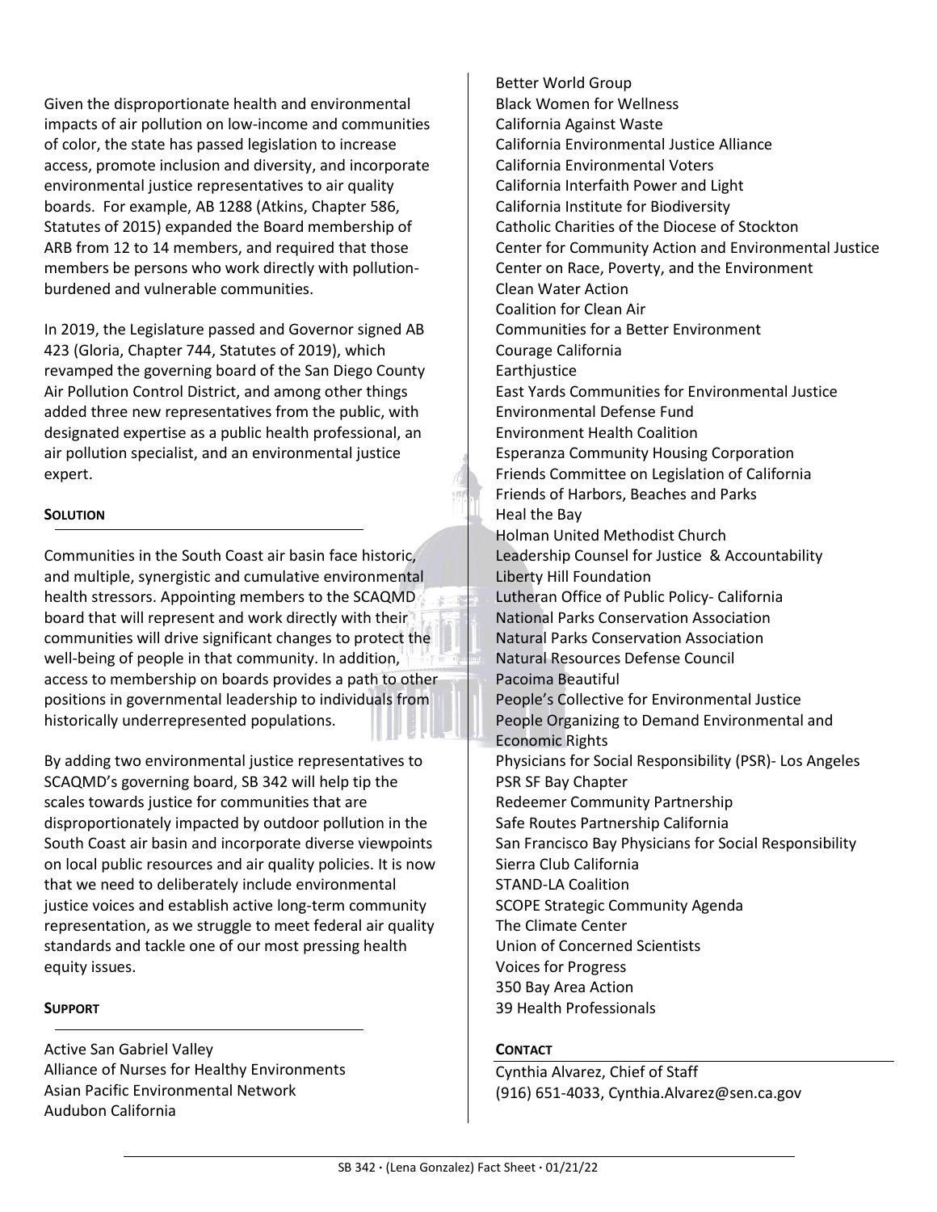Given the disproportionate health and environmental impacts of air pollution on low-income and communities of color, the state has passed legislation to increase access, promote inclusion and diversity, and incorporate environmental justice representatives to air quality boards. For example, AB 1288 (Atkins, Chapter 586, Statutes of 2015) expanded the Board membership of ARB from 12 to 14 members, and required that those members be persons who work directly with pollution-burdened and vulnerable communities.

In 2019, the Legislature passed and Governor signed AB 423 (Gloria, Chapter 744, Statutes of 2019), which revamped the governing board of the San Diego County Air Pollution Control District, and among other things added three new representatives from the public, with designated expertise as a public health professional, an air pollution specialist, and an environmental justice expert.

## SOLUTION

Communities in the South Coast air basin face historic, and multiple, synergistic and cumulative environmental health stressors. Appointing members to the SCAQMD board that will represent and work directly with their communities will drive significant changes to protect the well-being of people in that community. In addition, access to membership on boards provides a path to other positions in governmental leadership to individuals from historically underrepresented populations.

By adding two environmental justice representatives to SCAQMD's governing board, SB 342 will help tip the scales towards justice for communities that are disproportionately impacted by outdoor pollution in the South Coast air basin and incorporate diverse viewpoints on local public resources and air quality policies. It is now that we need to deliberately include environmental justice voices and establish active long-term community representation, as we struggle to meet federal air quality standards and tackle one of our most pressing health equity issues.

## SUPPORT

Active San Gabriel Valley
Alliance of Nurses for Healthy Environments
Asian Pacific Environmental Network
Audubon California
Better World Group
Black Women for Wellness
California Against Waste
California Environmental Justice Alliance
California Environmental Voters
California Interfaith Power and Light
California Institute for Biodiversity
Catholic Charities of the Diocese of Stockton
Center for Community Action and Environmental Justice
Center on Race, Poverty, and the Environment
Clean Water Action
Coalition for Clean Air
Communities for a Better Environment
Courage California
Earthjustice
East Yards Communities for Environmental Justice
Environmental Defense Fund
Environment Health Coalition
Esperanza Community Housing Corporation
Friends Committee on Legislation of California
Friends of Harbors, Beaches and Parks
Heal the Bay
Holman United Methodist Church
Leadership Counsel for Justice & Accountability
Liberty Hill Foundation
Lutheran Office of Public Policy- California
National Parks Conservation Association
Natural Parks Conservation Association
Natural Resources Defense Council
Pacoima Beautiful
People's Collective for Environmental Justice
People Organizing to Demand Environmental and Economic Rights
Physicians for Social Responsibility (PSR)- Los Angeles
PSR SF Bay Chapter
Redeemer Community Partnership
Safe Routes Partnership California
San Francisco Bay Physicians for Social Responsibility
Sierra Club California
STAND-LA Coalition
SCOPE Strategic Community Agenda
The Climate Center
Union of Concerned Scientists
Voices for Progress
350 Bay Area Action
39 Health Professionals

## CONTACT

Cynthia Alvarez, Chief of Staff
(916) 651-4033, Cynthia.Alvarez@sen.ca.gov